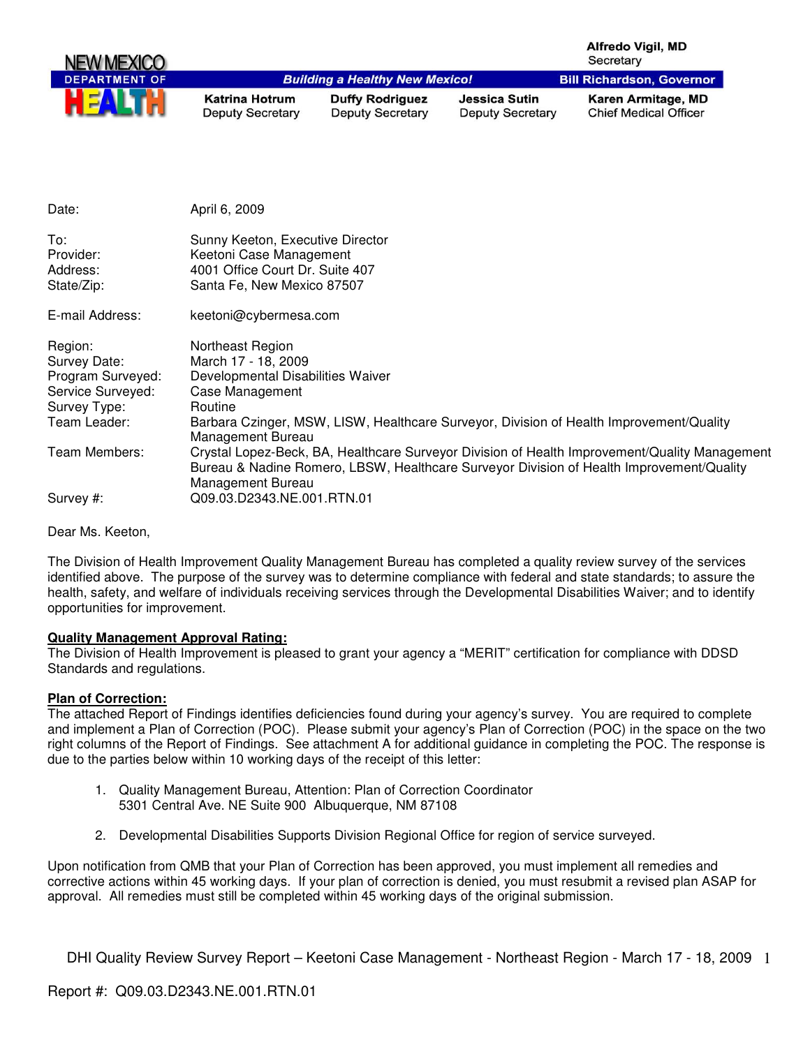**NEW MEXICO DEPARTMENT OF HEALTH**

*Building a Healthy New Mexico!*

**Alfredo Vigil, MD**
Secretary

**Bill Richardson, Governor**

**Katrina Hotrum**
Deputy Secretary

**Duffy Rodriguez**
Deputy Secretary

**Jessica Sutin**
Deputy Secretary

**Karen Armitage, MD**
Chief Medical Officer

| | |
|---|---|
| Date: | April 6, 2009 |
| To: | Sunny Keeton, Executive Director |
| Provider: | Keetoni Case Management |
| Address: | 4001 Office Court Dr. Suite 407 |
| State/Zip: | Santa Fe, New Mexico 87507 |
| E-mail Address: | keetoni@cybermesa.com |
| Region: | Northeast Region |
| Survey Date: | March 17 - 18, 2009 |
| Program Surveyed: | Developmental Disabilities Waiver |
| Service Surveyed: | Case Management |
| Survey Type: | Routine |
| Team Leader: | Barbara Czinger, MSW, LISW, Healthcare Surveyor, Division of Health Improvement/Quality Management Bureau |
| Team Members: | Crystal Lopez-Beck, BA, Healthcare Surveyor Division of Health Improvement/Quality Management Bureau & Nadine Romero, LBSW, Healthcare Surveyor Division of Health Improvement/Quality Management Bureau |
| Survey #: | Q09.03.D2343.NE.001.RTN.01 |

Dear Ms. Keeton,

The Division of Health Improvement Quality Management Bureau has completed a quality review survey of the services identified above. The purpose of the survey was to determine compliance with federal and state standards; to assure the health, safety, and welfare of individuals receiving services through the Developmental Disabilities Waiver; and to identify opportunities for improvement.

**Quality Management Approval Rating:**

The Division of Health Improvement is pleased to grant your agency a "MERIT" certification for compliance with DDSD Standards and regulations.

**Plan of Correction:**

The attached Report of Findings identifies deficiencies found during your agency's survey. You are required to complete and implement a Plan of Correction (POC). Please submit your agency's Plan of Correction (POC) in the space on the two right columns of the Report of Findings. See attachment A for additional guidance in completing the POC. The response is due to the parties below within 10 working days of the receipt of this letter:

1. Quality Management Bureau, Attention: Plan of Correction Coordinator
   5301 Central Ave. NE Suite 900 Albuquerque, NM 87108

2. Developmental Disabilities Supports Division Regional Office for region of service surveyed.

Upon notification from QMB that your Plan of Correction has been approved, you must implement all remedies and corrective actions within 45 working days. If your plan of correction is denied, you must resubmit a revised plan ASAP for approval. All remedies must still be completed within 45 working days of the original submission.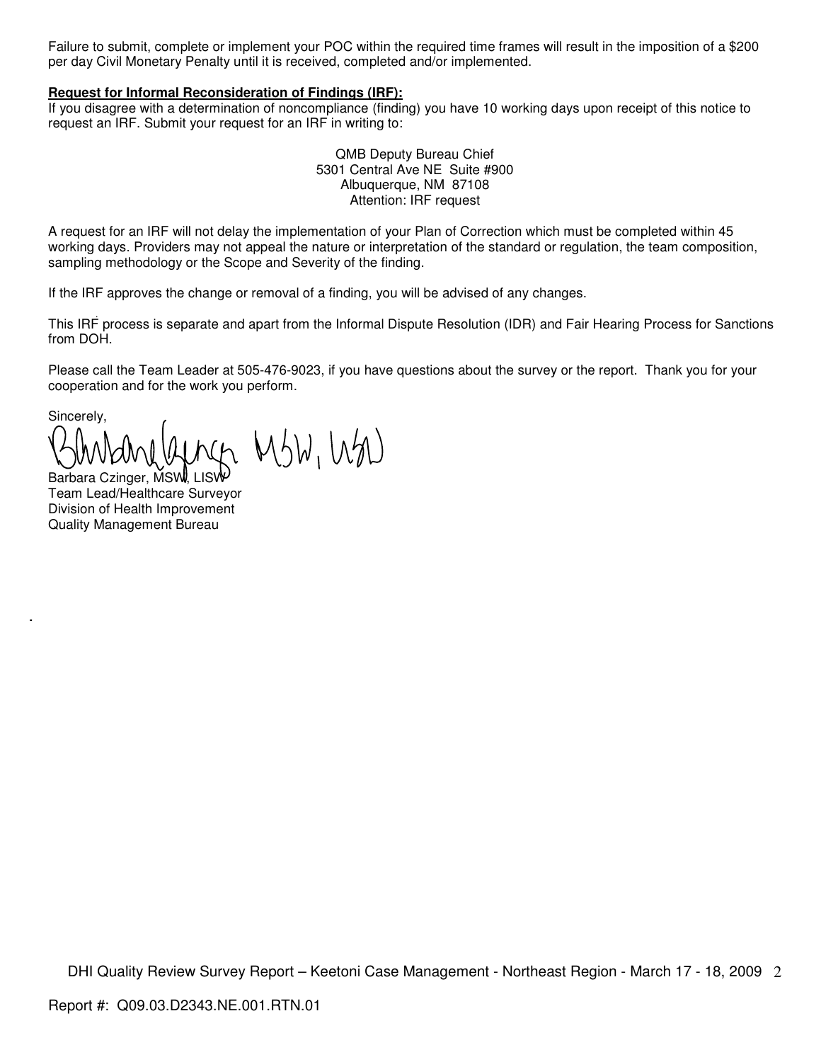Failure to submit, complete or implement your POC within the required time frames will result in the imposition of a $200 per day Civil Monetary Penalty until it is received, completed and/or implemented.

**Request for Informal Reconsideration of Findings (IRF):**

If you disagree with a determination of noncompliance (finding) you have 10 working days upon receipt of this notice to request an IRF. Submit your request for an IRF in writing to:

QMB Deputy Bureau Chief
5301 Central Ave NE Suite #900
Albuquerque, NM 87108
Attention: IRF request

A request for an IRF will not delay the implementation of your Plan of Correction which must be completed within 45 working days. Providers may not appeal the nature or interpretation of the standard or regulation, the team composition, sampling methodology or the Scope and Severity of the finding.

If the IRF approves the change or removal of a finding, you will be advised of any changes.

This IRF process is separate and apart from the Informal Dispute Resolution (IDR) and Fair Hearing Process for Sanctions from DOH.

Please call the Team Leader at 505-476-9023, if you have questions about the survey or the report. Thank you for your cooperation and for the work you perform.

Sincerely,

Barbara Czinger, MSW, LISW
Team Lead/Healthcare Surveyor
Division of Health Improvement
Quality Management Bureau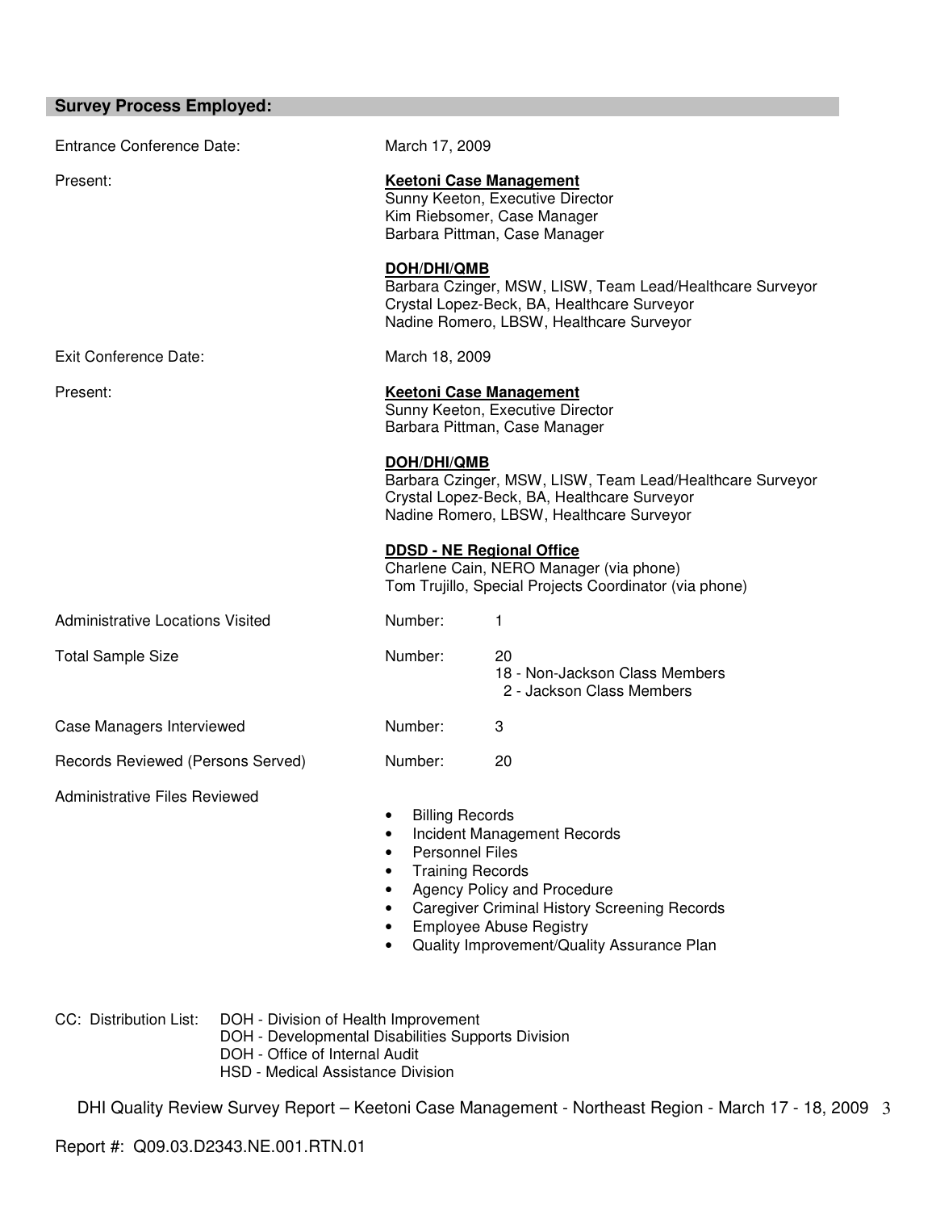## Survey Process Employed:

Entrance Conference Date: March 17, 2009

Present:

**Keetoni Case Management**
Sunny Keeton, Executive Director
Kim Riebsomer, Case Manager
Barbara Pittman, Case Manager

**DOH/DHI/QMB**
Barbara Czinger, MSW, LISW, Team Lead/Healthcare Surveyor
Crystal Lopez-Beck, BA, Healthcare Surveyor
Nadine Romero, LBSW, Healthcare Surveyor

Exit Conference Date: March 18, 2009

Present:

**Keetoni Case Management**
Sunny Keeton, Executive Director
Barbara Pittman, Case Manager

**DOH/DHI/QMB**
Barbara Czinger, MSW, LISW, Team Lead/Healthcare Surveyor
Crystal Lopez-Beck, BA, Healthcare Surveyor
Nadine Romero, LBSW, Healthcare Surveyor

**DDSD - NE Regional Office**
Charlene Cain, NERO Manager (via phone)
Tom Trujillo, Special Projects Coordinator (via phone)

Administrative Locations Visited — Number: 1

Total Sample Size — Number: 20
- 18 - Non-Jackson Class Members
- 2 - Jackson Class Members

Case Managers Interviewed — Number: 3

Records Reviewed (Persons Served) — Number: 20

Administrative Files Reviewed

- Billing Records
- Incident Management Records
- Personnel Files
- Training Records
- Agency Policy and Procedure
- Caregiver Criminal History Screening Records
- Employee Abuse Registry
- Quality Improvement/Quality Assurance Plan

CC: Distribution List:
DOH - Division of Health Improvement
DOH - Developmental Disabilities Supports Division
DOH - Office of Internal Audit
HSD - Medical Assistance Division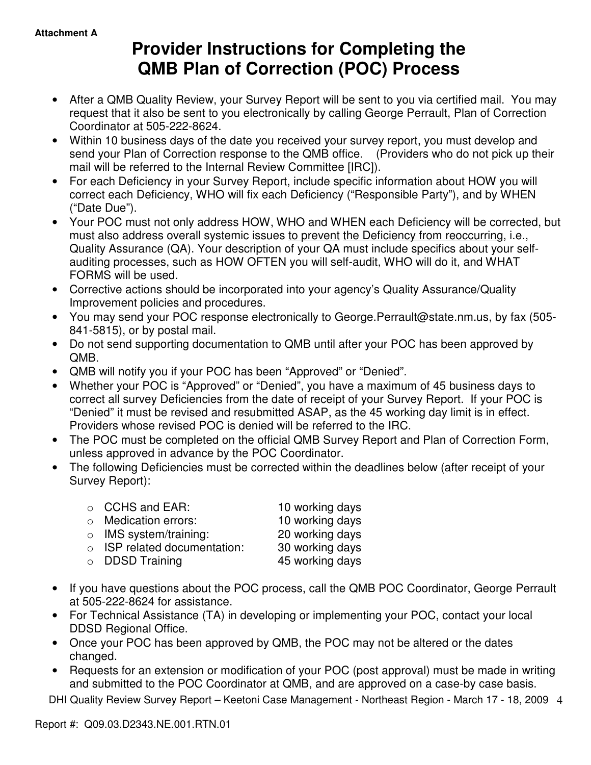Attachment A

# Provider Instructions for Completing the QMB Plan of Correction (POC) Process

- After a QMB Quality Review, your Survey Report will be sent to you via certified mail. You may request that it also be sent to you electronically by calling George Perrault, Plan of Correction Coordinator at 505-222-8624.
- Within 10 business days of the date you received your survey report, you must develop and send your Plan of Correction response to the QMB office. (Providers who do not pick up their mail will be referred to the Internal Review Committee [IRC]).
- For each Deficiency in your Survey Report, include specific information about HOW you will correct each Deficiency, WHO will fix each Deficiency ("Responsible Party"), and by WHEN ("Date Due").
- Your POC must not only address HOW, WHO and WHEN each Deficiency will be corrected, but must also address overall systemic issues <u>to prevent</u> <u>the Deficiency from reoccurring</u>, i.e., Quality Assurance (QA). Your description of your QA must include specifics about your self-auditing processes, such as HOW OFTEN you will self-audit, WHO will do it, and WHAT FORMS will be used.
- Corrective actions should be incorporated into your agency's Quality Assurance/Quality Improvement policies and procedures.
- You may send your POC response electronically to George.Perrault@state.nm.us, by fax (505-841-5815), or by postal mail.
- Do not send supporting documentation to QMB until after your POC has been approved by QMB.
- QMB will notify you if your POC has been "Approved" or "Denied".
- Whether your POC is "Approved" or "Denied", you have a maximum of 45 business days to correct all survey Deficiencies from the date of receipt of your Survey Report. If your POC is "Denied" it must be revised and resubmitted ASAP, as the 45 working day limit is in effect. Providers whose revised POC is denied will be referred to the IRC.
- The POC must be completed on the official QMB Survey Report and Plan of Correction Form, unless approved in advance by the POC Coordinator.
- The following Deficiencies must be corrected within the deadlines below (after receipt of your Survey Report):
  - CCHS and EAR: 10 working days
  - Medication errors: 10 working days
  - IMS system/training: 20 working days
  - ISP related documentation: 30 working days
  - DDSD Training 45 working days
- If you have questions about the POC process, call the QMB POC Coordinator, George Perrault at 505-222-8624 for assistance.
- For Technical Assistance (TA) in developing or implementing your POC, contact your local DDSD Regional Office.
- Once your POC has been approved by QMB, the POC may not be altered or the dates changed.
- Requests for an extension or modification of your POC (post approval) must be made in writing and submitted to the POC Coordinator at QMB, and are approved on a case-by case basis.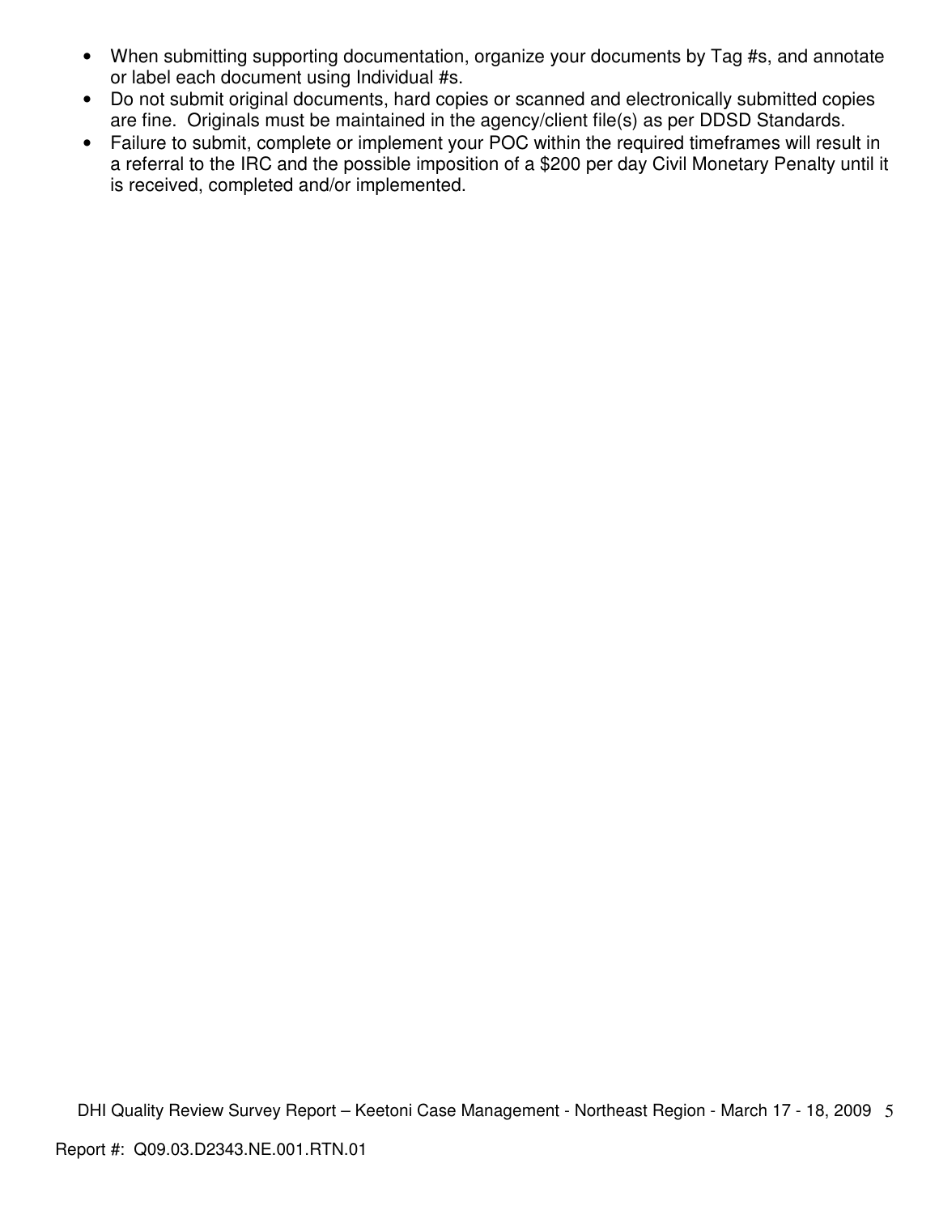- When submitting supporting documentation, organize your documents by Tag #s, and annotate or label each document using Individual #s.
- Do not submit original documents, hard copies or scanned and electronically submitted copies are fine. Originals must be maintained in the agency/client file(s) as per DDSD Standards.
- Failure to submit, complete or implement your POC within the required timeframes will result in a referral to the IRC and the possible imposition of a $200 per day Civil Monetary Penalty until it is received, completed and/or implemented.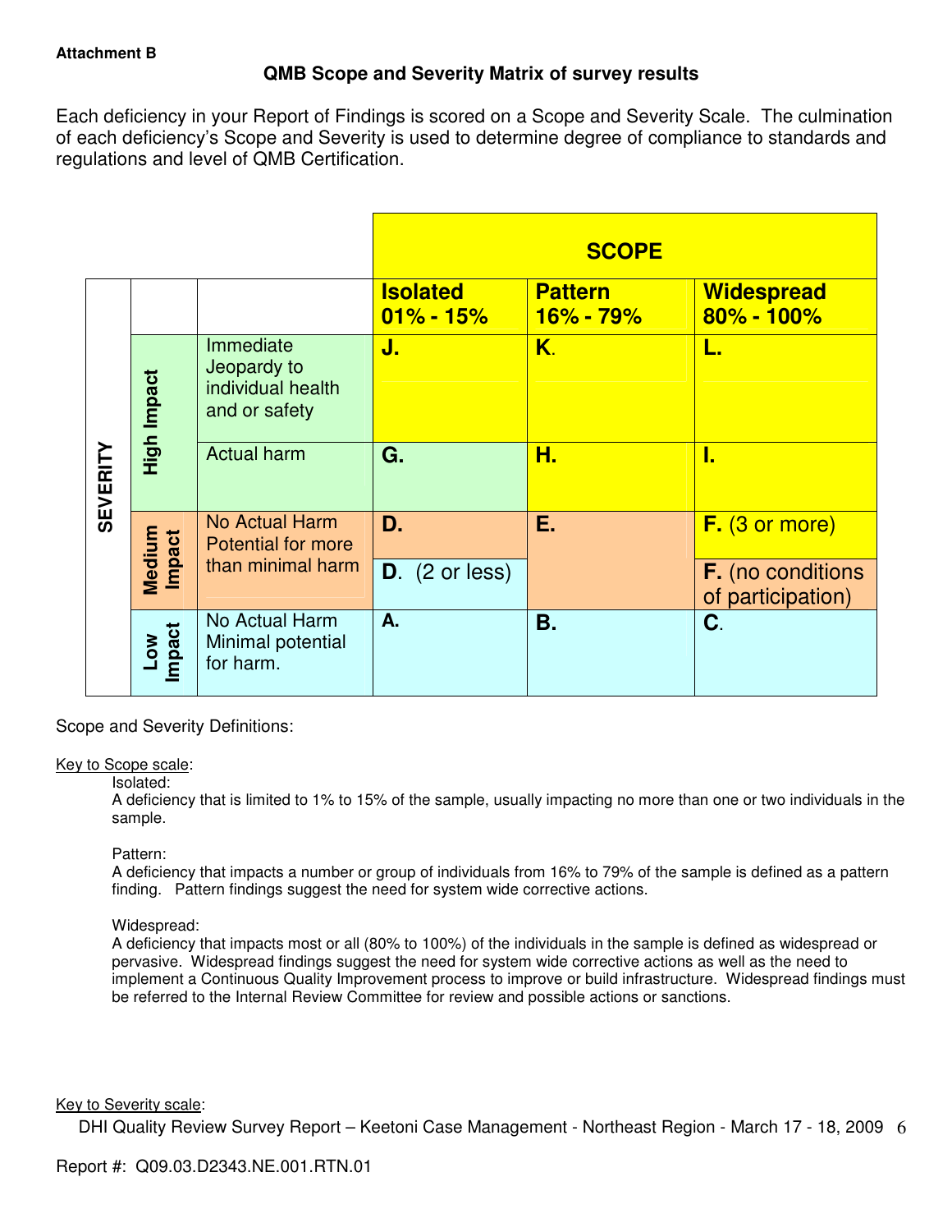**Attachment B**

## QMB Scope and Severity Matrix of survey results

Each deficiency in your Report of Findings is scored on a Scope and Severity Scale. The culmination of each deficiency's Scope and Severity is used to determine degree of compliance to standards and regulations and level of QMB Certification.

| | | | SCOPE | | |
|---|---|---|---|---|---|
| | | | **Isolated 01% - 15%** | **Pattern 16% - 79%** | **Widespread 80% - 100%** |
| SEVERITY | High Impact | Immediate Jeopardy to individual health and or safety | **J.** | **K.** | **L.** |
| | | Actual harm | **G.** | **H.** | **I.** |
| | Medium Impact | No Actual Harm Potential for more than minimal harm | **D.** | **E.** | **F.** (3 or more) |
| | | | **D.** (2 or less) | | **F.** (no conditions of participation) |
| | Low Impact | No Actual Harm Minimal potential for harm. | **A.** | **B.** | **C.** |

Scope and Severity Definitions:

Key to Scope scale:

Isolated:
A deficiency that is limited to 1% to 15% of the sample, usually impacting no more than one or two individuals in the sample.

Pattern:
A deficiency that impacts a number or group of individuals from 16% to 79% of the sample is defined as a pattern finding. Pattern findings suggest the need for system wide corrective actions.

Widespread:
A deficiency that impacts most or all (80% to 100%) of the individuals in the sample is defined as widespread or pervasive. Widespread findings suggest the need for system wide corrective actions as well as the need to implement a Continuous Quality Improvement process to improve or build infrastructure. Widespread findings must be referred to the Internal Review Committee for review and possible actions or sanctions.

Key to Severity scale: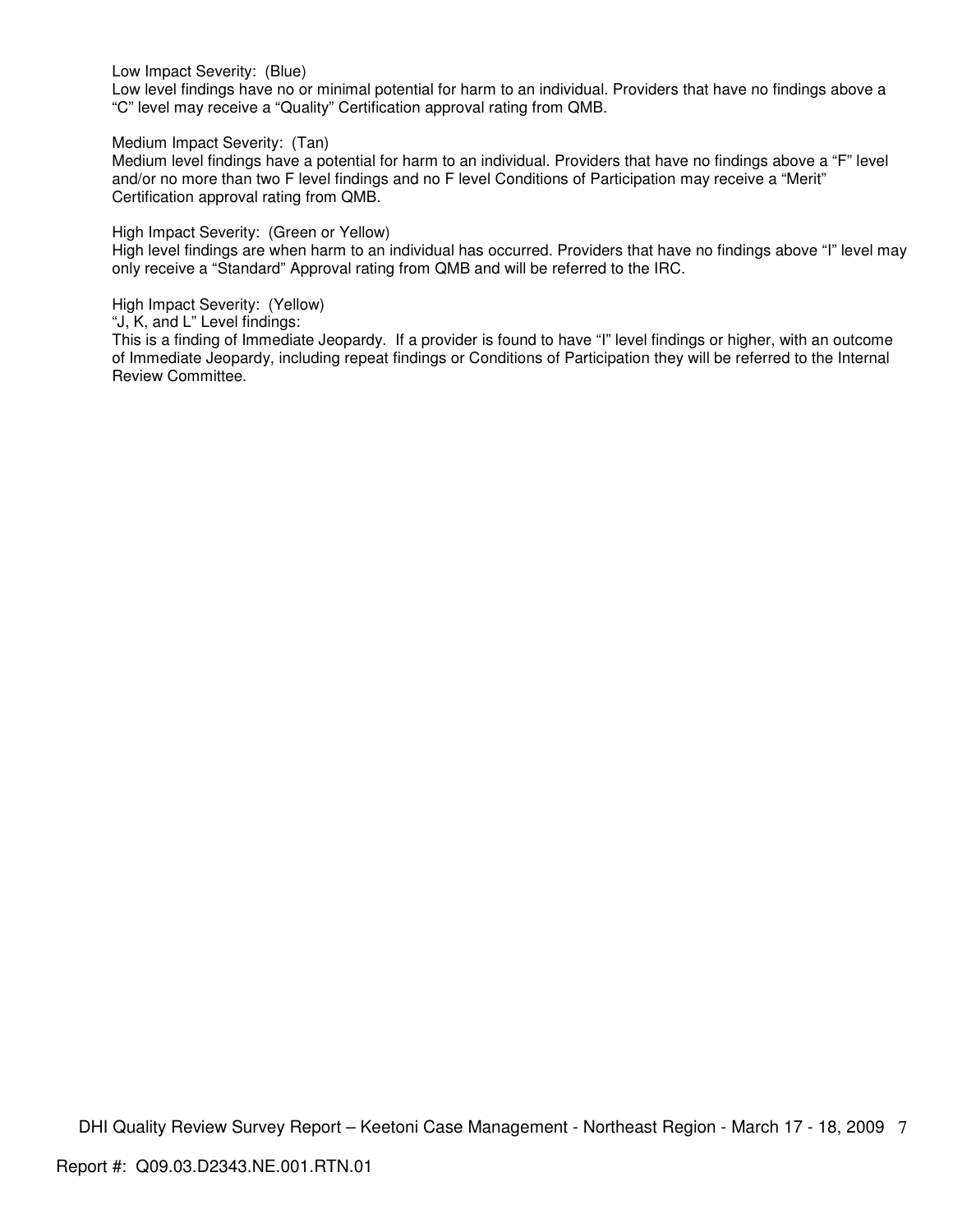Low Impact Severity: (Blue)
Low level findings have no or minimal potential for harm to an individual. Providers that have no findings above a "C" level may receive a "Quality" Certification approval rating from QMB.

Medium Impact Severity: (Tan)
Medium level findings have a potential for harm to an individual. Providers that have no findings above a "F" level and/or no more than two F level findings and no F level Conditions of Participation may receive a "Merit" Certification approval rating from QMB.

High Impact Severity: (Green or Yellow)
High level findings are when harm to an individual has occurred. Providers that have no findings above "I" level may only receive a "Standard" Approval rating from QMB and will be referred to the IRC.

High Impact Severity: (Yellow)
"J, K, and L" Level findings:
This is a finding of Immediate Jeopardy. If a provider is found to have "I" level findings or higher, with an outcome of Immediate Jeopardy, including repeat findings or Conditions of Participation they will be referred to the Internal Review Committee.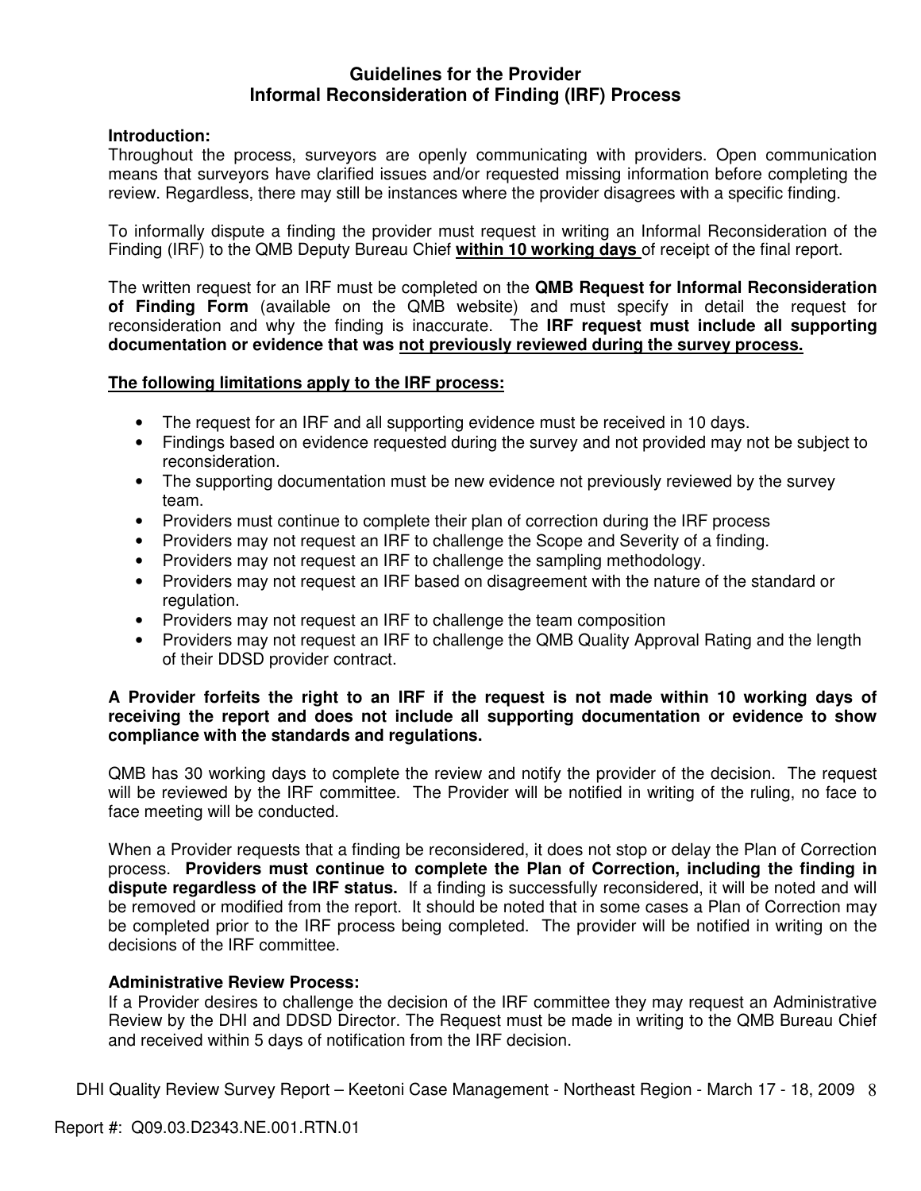## Guidelines for the Provider
## Informal Reconsideration of Finding (IRF) Process

**Introduction:**
Throughout the process, surveyors are openly communicating with providers. Open communication means that surveyors have clarified issues and/or requested missing information before completing the review. Regardless, there may still be instances where the provider disagrees with a specific finding.

To informally dispute a finding the provider must request in writing an Informal Reconsideration of the Finding (IRF) to the QMB Deputy Bureau Chief **within 10 working days** of receipt of the final report.

The written request for an IRF must be completed on the **QMB Request for Informal Reconsideration of Finding Form** (available on the QMB website) and must specify in detail the request for reconsideration and why the finding is inaccurate. The **IRF request must include all supporting documentation or evidence that was not previously reviewed during the survey process.**

**The following limitations apply to the IRF process:**

- The request for an IRF and all supporting evidence must be received in 10 days.
- Findings based on evidence requested during the survey and not provided may not be subject to reconsideration.
- The supporting documentation must be new evidence not previously reviewed by the survey team.
- Providers must continue to complete their plan of correction during the IRF process
- Providers may not request an IRF to challenge the Scope and Severity of a finding.
- Providers may not request an IRF to challenge the sampling methodology.
- Providers may not request an IRF based on disagreement with the nature of the standard or regulation.
- Providers may not request an IRF to challenge the team composition
- Providers may not request an IRF to challenge the QMB Quality Approval Rating and the length of their DDSD provider contract.

**A Provider forfeits the right to an IRF if the request is not made within 10 working days of receiving the report and does not include all supporting documentation or evidence to show compliance with the standards and regulations.**

QMB has 30 working days to complete the review and notify the provider of the decision. The request will be reviewed by the IRF committee. The Provider will be notified in writing of the ruling, no face to face meeting will be conducted.

When a Provider requests that a finding be reconsidered, it does not stop or delay the Plan of Correction process. **Providers must continue to complete the Plan of Correction, including the finding in dispute regardless of the IRF status.** If a finding is successfully reconsidered, it will be noted and will be removed or modified from the report. It should be noted that in some cases a Plan of Correction may be completed prior to the IRF process being completed. The provider will be notified in writing on the decisions of the IRF committee.

**Administrative Review Process:**
If a Provider desires to challenge the decision of the IRF committee they may request an Administrative Review by the DHI and DDSD Director. The Request must be made in writing to the QMB Bureau Chief and received within 5 days of notification from the IRF decision.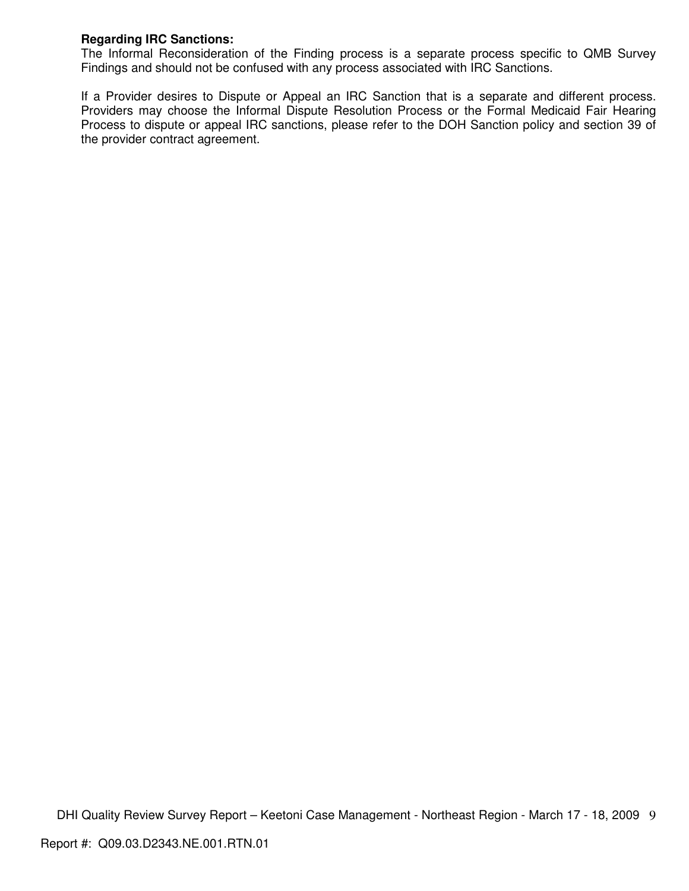**Regarding IRC Sanctions:**
The Informal Reconsideration of the Finding process is a separate process specific to QMB Survey Findings and should not be confused with any process associated with IRC Sanctions.

If a Provider desires to Dispute or Appeal an IRC Sanction that is a separate and different process. Providers may choose the Informal Dispute Resolution Process or the Formal Medicaid Fair Hearing Process to dispute or appeal IRC sanctions, please refer to the DOH Sanction policy and section 39 of the provider contract agreement.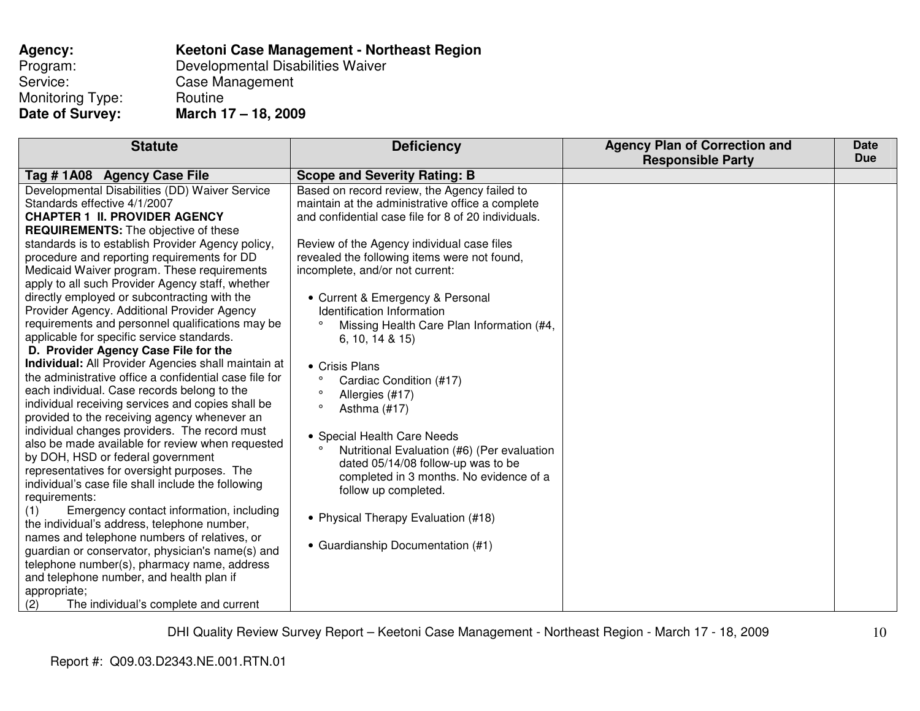**Agency:** **Keetoni Case Management - Northeast Region**
Program: Developmental Disabilities Waiver
Service: Case Management
Monitoring Type: Routine
**Date of Survey:** **March 17 – 18, 2009**

| Statute | Deficiency | Agency Plan of Correction and Responsible Party | Date Due |
|---|---|---|---|
| **Tag # 1A08 Agency Case File** | **Scope and Severity Rating: B** | | |
| Developmental Disabilities (DD) Waiver Service Standards effective 4/1/2007<br>**CHAPTER 1 II. PROVIDER AGENCY REQUIREMENTS:** The objective of these standards is to establish Provider Agency policy, procedure and reporting requirements for DD Medicaid Waiver program. These requirements apply to all such Provider Agency staff, whether directly employed or subcontracting with the Provider Agency. Additional Provider Agency requirements and personnel qualifications may be applicable for specific service standards.<br>**D. Provider Agency Case File for the Individual:** All Provider Agencies shall maintain at the administrative office a confidential case file for each individual. Case records belong to the individual receiving services and copies shall be provided to the receiving agency whenever an individual changes providers. The record must also be made available for review when requested by DOH, HSD or federal government representatives for oversight purposes. The individual's case file shall include the following requirements:<br>(1) Emergency contact information, including the individual's address, telephone number, names and telephone numbers of relatives, or guardian or conservator, physician's name(s) and telephone number(s), pharmacy name, address and telephone number, and health plan if appropriate;<br>(2) The individual's complete and current | Based on record review, the Agency failed to maintain at the administrative office a complete and confidential case file for 8 of 20 individuals.<br><br>Review of the Agency individual case files revealed the following items were not found, incomplete, and/or not current:<br><br>• Current & Emergency & Personal Identification Information<br>° Missing Health Care Plan Information (#4, 6, 10, 14 & 15)<br><br>• Crisis Plans<br>° Cardiac Condition (#17)<br>° Allergies (#17)<br>° Asthma (#17)<br><br>• Special Health Care Needs<br>° Nutritional Evaluation (#6) (Per evaluation dated 05/14/08 follow-up was to be completed in 3 months. No evidence of a follow up completed.<br><br>• Physical Therapy Evaluation (#18)<br><br>• Guardianship Documentation (#1) | | |

Report #: Q09.03.D2343.NE.001.RTN.01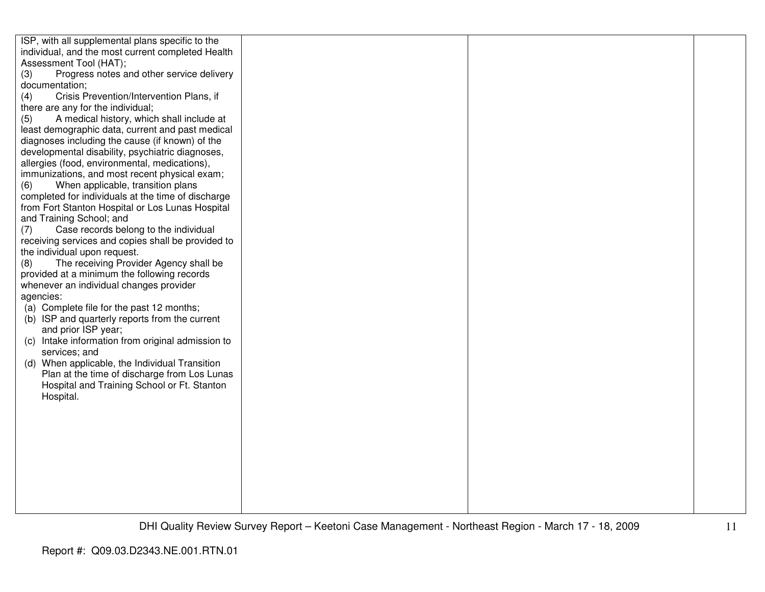| | | | |
|---|---|---|---|
| ISP, with all supplemental plans specific to the individual, and the most current completed Health Assessment Tool (HAT);<br>(3) Progress notes and other service delivery documentation;<br>(4) Crisis Prevention/Intervention Plans, if there are any for the individual;<br>(5) A medical history, which shall include at least demographic data, current and past medical diagnoses including the cause (if known) of the developmental disability, psychiatric diagnoses, allergies (food, environmental, medications), immunizations, and most recent physical exam;<br>(6) When applicable, transition plans completed for individuals at the time of discharge from Fort Stanton Hospital or Los Lunas Hospital and Training School; and<br>(7) Case records belong to the individual receiving services and copies shall be provided to the individual upon request.<br>(8) The receiving Provider Agency shall be provided at a minimum the following records whenever an individual changes provider agencies:<br>(a) Complete file for the past 12 months;<br>(b) ISP and quarterly reports from the current and prior ISP year;<br>(c) Intake information from original admission to services; and<br>(d) When applicable, the Individual Transition Plan at the time of discharge from Los Lunas Hospital and Training School or Ft. Stanton Hospital. | | | |

Report #: Q09.03.D2343.NE.001.RTN.01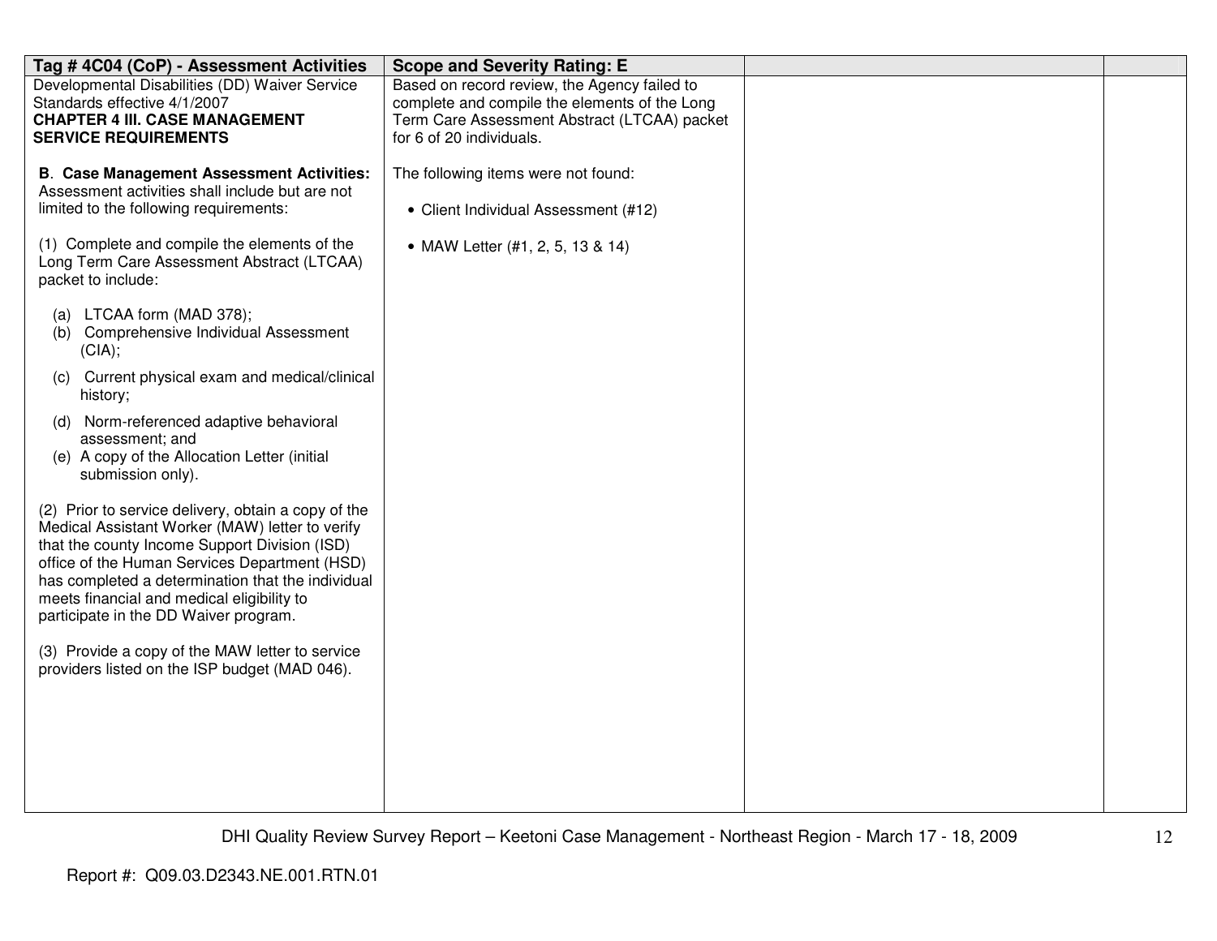| Tag # 4C04 (CoP) - Assessment Activities | Scope and Severity Rating: E | | |
|---|---|---|---|
| Developmental Disabilities (DD) Waiver Service Standards effective 4/1/2007<br>**CHAPTER 4 III. CASE MANAGEMENT SERVICE REQUIREMENTS**<br><br>**B**. **Case Management Assessment Activities:** Assessment activities shall include but are not limited to the following requirements:<br><br>(1) Complete and compile the elements of the Long Term Care Assessment Abstract (LTCAA) packet to include:<br><br>(a) LTCAA form (MAD 378);<br>(b) Comprehensive Individual Assessment (CIA);<br>(c) Current physical exam and medical/clinical history;<br>(d) Norm-referenced adaptive behavioral assessment; and<br>(e) A copy of the Allocation Letter (initial submission only).<br><br>(2) Prior to service delivery, obtain a copy of the Medical Assistant Worker (MAW) letter to verify that the county Income Support Division (ISD) office of the Human Services Department (HSD) has completed a determination that the individual meets financial and medical eligibility to participate in the DD Waiver program.<br><br>(3) Provide a copy of the MAW letter to service providers listed on the ISP budget (MAD 046). | Based on record review, the Agency failed to complete and compile the elements of the Long Term Care Assessment Abstract (LTCAA) packet for 6 of 20 individuals.<br><br>The following items were not found:<br><br>• Client Individual Assessment (#12)<br><br>• MAW Letter (#1, 2, 5, 13 & 14) | | |

Report #: Q09.03.D2343.NE.001.RTN.01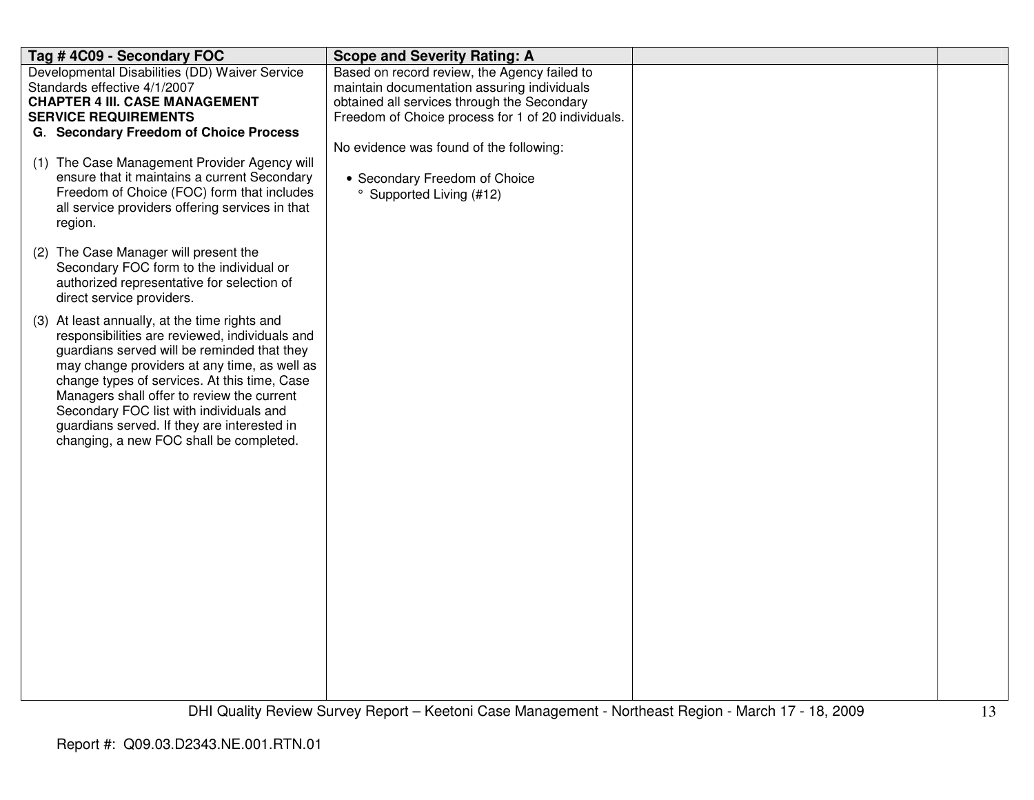| Tag # 4C09 - Secondary FOC | Scope and Severity Rating: A | | |
|---|---|---|---|
| Developmental Disabilities (DD) Waiver Service Standards effective 4/1/2007<br>**CHAPTER 4 III. CASE MANAGEMENT SERVICE REQUIREMENTS**<br>**G. Secondary Freedom of Choice Process**<br>(1) The Case Management Provider Agency will ensure that it maintains a current Secondary Freedom of Choice (FOC) form that includes all service providers offering services in that region.<br>(2) The Case Manager will present the Secondary FOC form to the individual or authorized representative for selection of direct service providers.<br>(3) At least annually, at the time rights and responsibilities are reviewed, individuals and guardians served will be reminded that they may change providers at any time, as well as change types of services. At this time, Case Managers shall offer to review the current Secondary FOC list with individuals and guardians served. If they are interested in changing, a new FOC shall be completed. | Based on record review, the Agency failed to maintain documentation assuring individuals obtained all services through the Secondary Freedom of Choice process for 1 of 20 individuals.<br><br>No evidence was found of the following:<br><br>• Secondary Freedom of Choice<br>° Supported Living (#12) | | |

Report #: Q09.03.D2343.NE.001.RTN.01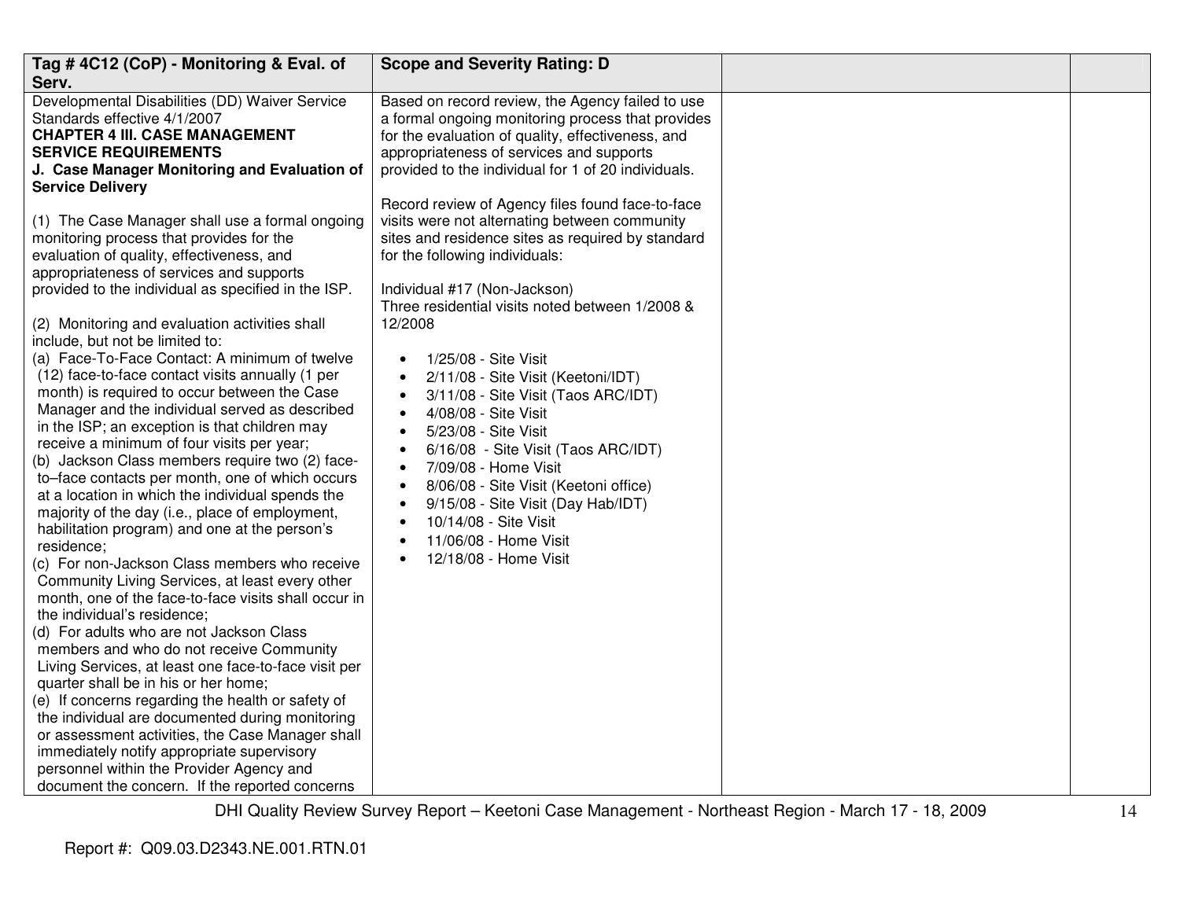| Tag # 4C12 (CoP) - Monitoring & Eval. of Serv. | Scope and Severity Rating: D | | |
|---|---|---|---|
| Developmental Disabilities (DD) Waiver Service Standards effective 4/1/2007<br>**CHAPTER 4 III. CASE MANAGEMENT SERVICE REQUIREMENTS**<br>**J. Case Manager Monitoring and Evaluation of Service Delivery**<br><br>(1) The Case Manager shall use a formal ongoing monitoring process that provides for the evaluation of quality, effectiveness, and appropriateness of services and supports provided to the individual as specified in the ISP.<br><br>(2) Monitoring and evaluation activities shall include, but not be limited to:<br>(a) Face-To-Face Contact: A minimum of twelve (12) face-to-face contact visits annually (1 per month) is required to occur between the Case Manager and the individual served as described in the ISP; an exception is that children may receive a minimum of four visits per year;<br>(b) Jackson Class members require two (2) face-to–face contacts per month, one of which occurs at a location in which the individual spends the majority of the day (i.e., place of employment, habilitation program) and one at the person's residence;<br>(c) For non-Jackson Class members who receive Community Living Services, at least every other month, one of the face-to-face visits shall occur in the individual's residence;<br>(d) For adults who are not Jackson Class members and who do not receive Community Living Services, at least one face-to-face visit per quarter shall be in his or her home;<br>(e) If concerns regarding the health or safety of the individual are documented during monitoring or assessment activities, the Case Manager shall immediately notify appropriate supervisory personnel within the Provider Agency and document the concern. If the reported concerns | Based on record review, the Agency failed to use a formal ongoing monitoring process that provides for the evaluation of quality, effectiveness, and appropriateness of services and supports provided to the individual for 1 of 20 individuals.<br><br>Record review of Agency files found face-to-face visits were not alternating between community sites and residence sites as required by standard for the following individuals:<br><br>Individual #17 (Non-Jackson)<br>Three residential visits noted between 1/2008 & 12/2008<br><br>• 1/25/08 - Site Visit<br>• 2/11/08 - Site Visit (Keetoni/IDT)<br>• 3/11/08 - Site Visit (Taos ARC/IDT)<br>• 4/08/08 - Site Visit<br>• 5/23/08 - Site Visit<br>• 6/16/08 - Site Visit (Taos ARC/IDT)<br>• 7/09/08 - Home Visit<br>• 8/06/08 - Site Visit (Keetoni office)<br>• 9/15/08 - Site Visit (Day Hab/IDT)<br>• 10/14/08 - Site Visit<br>• 11/06/08 - Home Visit<br>• 12/18/08 - Home Visit | | |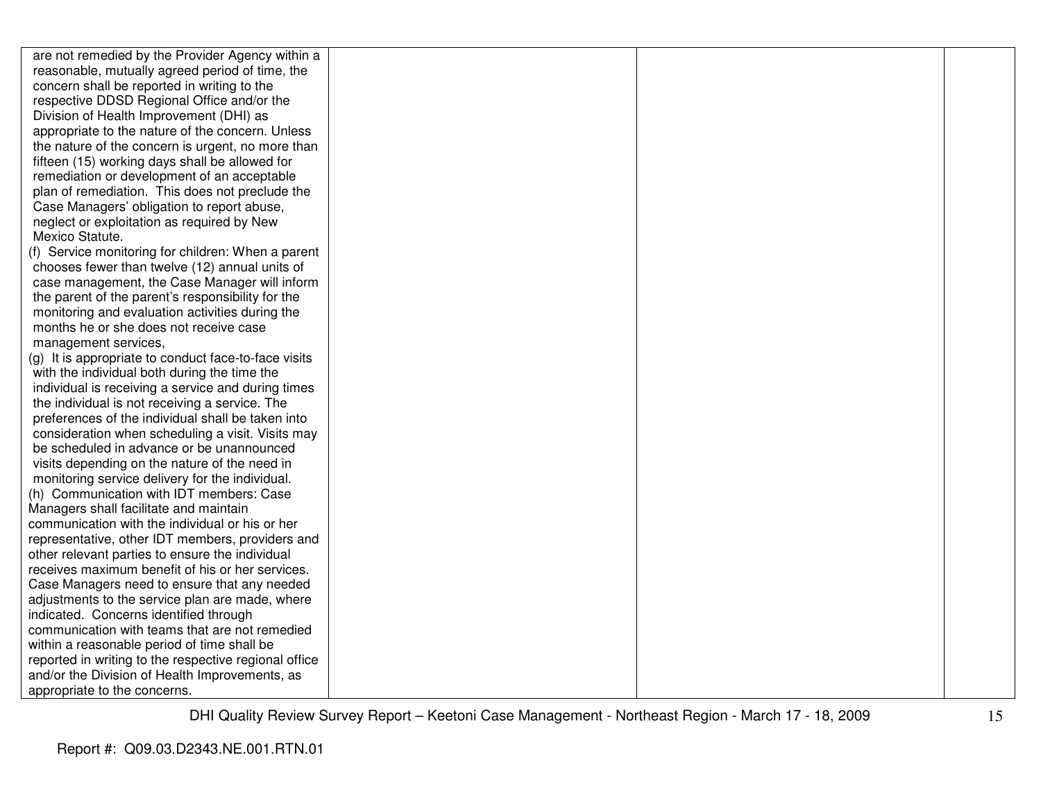| | | | |
|---|---|---|---|
| are not remedied by the Provider Agency within a reasonable, mutually agreed period of time, the concern shall be reported in writing to the respective DDSD Regional Office and/or the Division of Health Improvement (DHI) as appropriate to the nature of the concern. Unless the nature of the concern is urgent, no more than fifteen (15) working days shall be allowed for remediation or development of an acceptable plan of remediation. This does not preclude the Case Managers' obligation to report abuse, neglect or exploitation as required by New Mexico Statute.<br>(f) Service monitoring for children: When a parent chooses fewer than twelve (12) annual units of case management, the Case Manager will inform the parent of the parent's responsibility for the monitoring and evaluation activities during the months he or she does not receive case management services,<br>(g) It is appropriate to conduct face-to-face visits with the individual both during the time the individual is receiving a service and during times the individual is not receiving a service. The preferences of the individual shall be taken into consideration when scheduling a visit. Visits may be scheduled in advance or be unannounced visits depending on the nature of the need in monitoring service delivery for the individual.<br>(h) Communication with IDT members: Case Managers shall facilitate and maintain communication with the individual or his or her representative, other IDT members, providers and other relevant parties to ensure the individual receives maximum benefit of his or her services. Case Managers need to ensure that any needed adjustments to the service plan are made, where indicated. Concerns identified through communication with teams that are not remedied within a reasonable period of time shall be reported in writing to the respective regional office and/or the Division of Health Improvements, as appropriate to the concerns. | | | |

DHI Quality Review Survey Report – Keetoni Case Management - Northeast Region - March 17 - 18, 2009

Report #: Q09.03.D2343.NE.001.RTN.01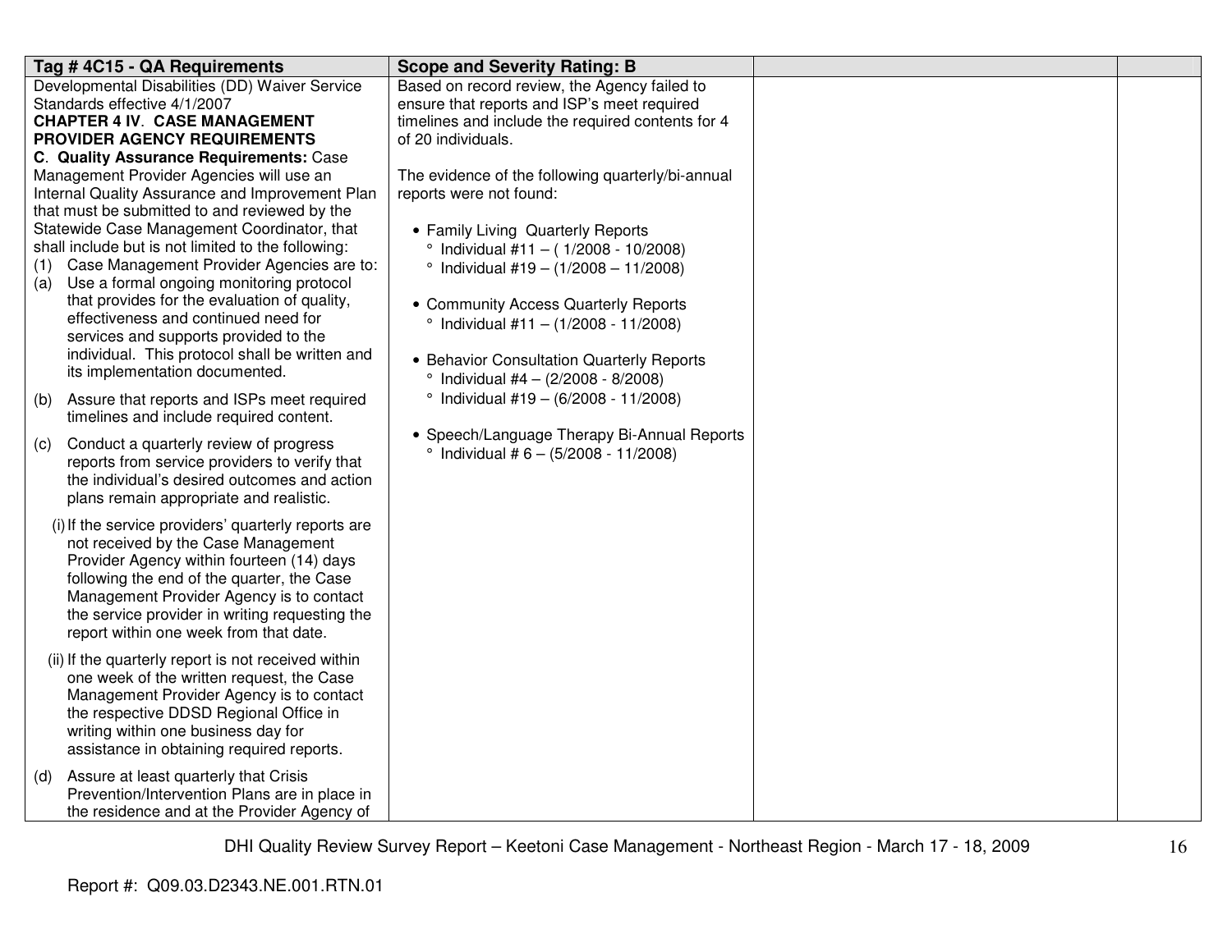| Tag # 4C15 - QA Requirements | Scope and Severity Rating: B | | |
|---|---|---|---|
| Developmental Disabilities (DD) Waiver Service Standards effective 4/1/2007<br>**CHAPTER 4 IV. CASE MANAGEMENT PROVIDER AGENCY REQUIREMENTS**<br>**C. Quality Assurance Requirements:** Case Management Provider Agencies will use an Internal Quality Assurance and Improvement Plan that must be submitted to and reviewed by the Statewide Case Management Coordinator, that shall include but is not limited to the following:<br>(1) Case Management Provider Agencies are to:<br>(a) Use a formal ongoing monitoring protocol that provides for the evaluation of quality, effectiveness and continued need for services and supports provided to the individual. This protocol shall be written and its implementation documented.<br>(b) Assure that reports and ISPs meet required timelines and include required content.<br>(c) Conduct a quarterly review of progress reports from service providers to verify that the individual's desired outcomes and action plans remain appropriate and realistic.<br>(i) If the service providers' quarterly reports are not received by the Case Management Provider Agency within fourteen (14) days following the end of the quarter, the Case Management Provider Agency is to contact the service provider in writing requesting the report within one week from that date.<br>(ii) If the quarterly report is not received within one week of the written request, the Case Management Provider Agency is to contact the respective DDSD Regional Office in writing within one business day for assistance in obtaining required reports.<br>(d) Assure at least quarterly that Crisis Prevention/Intervention Plans are in place in the residence and at the Provider Agency of | Based on record review, the Agency failed to ensure that reports and ISP's meet required timelines and include the required contents for 4 of 20 individuals.<br><br>The evidence of the following quarterly/bi-annual reports were not found:<br><br>• Family Living Quarterly Reports<br>° Individual #11 – ( 1/2008 - 10/2008)<br>° Individual #19 – (1/2008 – 11/2008)<br><br>• Community Access Quarterly Reports<br>° Individual #11 – (1/2008 - 11/2008)<br><br>• Behavior Consultation Quarterly Reports<br>° Individual #4 – (2/2008 - 8/2008)<br>° Individual #19 – (6/2008 - 11/2008)<br><br>• Speech/Language Therapy Bi-Annual Reports<br>° Individual # 6 – (5/2008 - 11/2008) | | |

DHI Quality Review Survey Report – Keetoni Case Management - Northeast Region - March 17 - 18, 2009

Report #: Q09.03.D2343.NE.001.RTN.01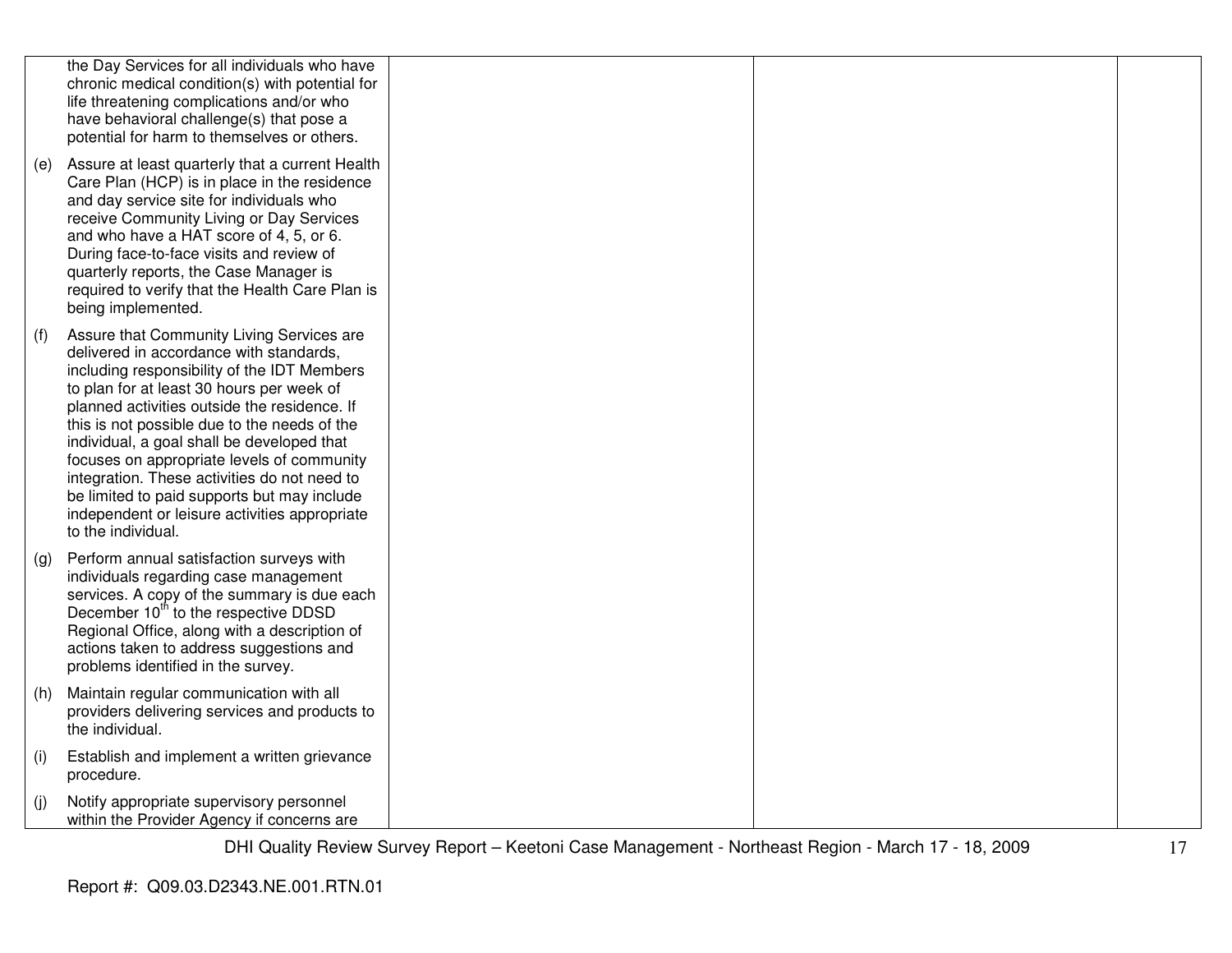| | | | |
|---|---|---|---|
| the Day Services for all individuals who have chronic medical condition(s) with potential for life threatening complications and/or who have behavioral challenge(s) that pose a potential for harm to themselves or others.<br><br>(e) Assure at least quarterly that a current Health Care Plan (HCP) is in place in the residence and day service site for individuals who receive Community Living or Day Services and who have a HAT score of 4, 5, or 6. During face-to-face visits and review of quarterly reports, the Case Manager is required to verify that the Health Care Plan is being implemented.<br><br>(f) Assure that Community Living Services are delivered in accordance with standards, including responsibility of the IDT Members to plan for at least 30 hours per week of planned activities outside the residence. If this is not possible due to the needs of the individual, a goal shall be developed that focuses on appropriate levels of community integration. These activities do not need to be limited to paid supports but may include independent or leisure activities appropriate to the individual.<br><br>(g) Perform annual satisfaction surveys with individuals regarding case management services. A copy of the summary is due each December 10th to the respective DDSD Regional Office, along with a description of actions taken to address suggestions and problems identified in the survey.<br><br>(h) Maintain regular communication with all providers delivering services and products to the individual.<br><br>(i) Establish and implement a written grievance procedure.<br><br>(j) Notify appropriate supervisory personnel within the Provider Agency if concerns are | | | |

DHI Quality Review Survey Report – Keetoni Case Management - Northeast Region - March 17 - 18, 2009

Report #: Q09.03.D2343.NE.001.RTN.01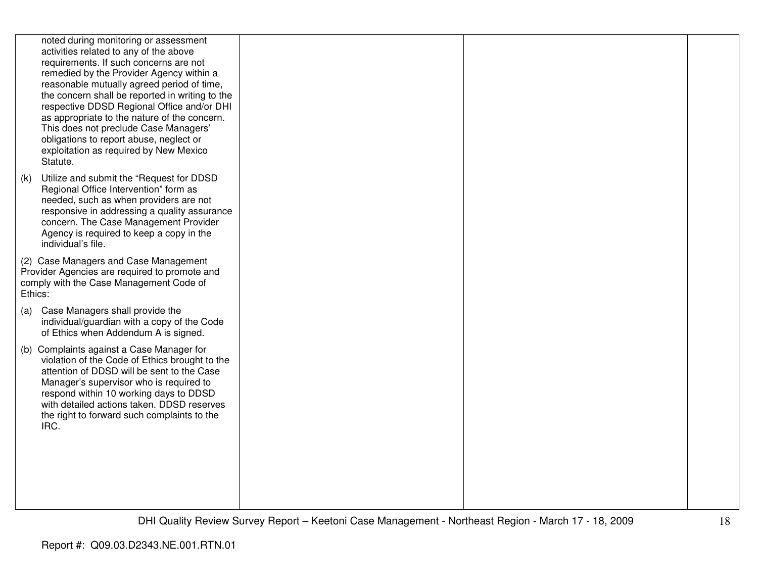| | | | |
|---|---|---|---|
| noted during monitoring or assessment activities related to any of the above requirements. If such concerns are not remedied by the Provider Agency within a reasonable mutually agreed period of time, the concern shall be reported in writing to the respective DDSD Regional Office and/or DHI as appropriate to the nature of the concern. This does not preclude Case Managers' obligations to report abuse, neglect or exploitation as required by New Mexico Statute.<br><br>(k) Utilize and submit the "Request for DDSD Regional Office Intervention" form as needed, such as when providers are not responsive in addressing a quality assurance concern. The Case Management Provider Agency is required to keep a copy in the individual's file.<br><br>(2) Case Managers and Case Management Provider Agencies are required to promote and comply with the Case Management Code of Ethics:<br><br>(a) Case Managers shall provide the individual/guardian with a copy of the Code of Ethics when Addendum A is signed.<br><br>(b) Complaints against a Case Manager for violation of the Code of Ethics brought to the attention of DDSD will be sent to the Case Manager's supervisor who is required to respond within 10 working days to DDSD with detailed actions taken. DDSD reserves the right to forward such complaints to the IRC. | | | |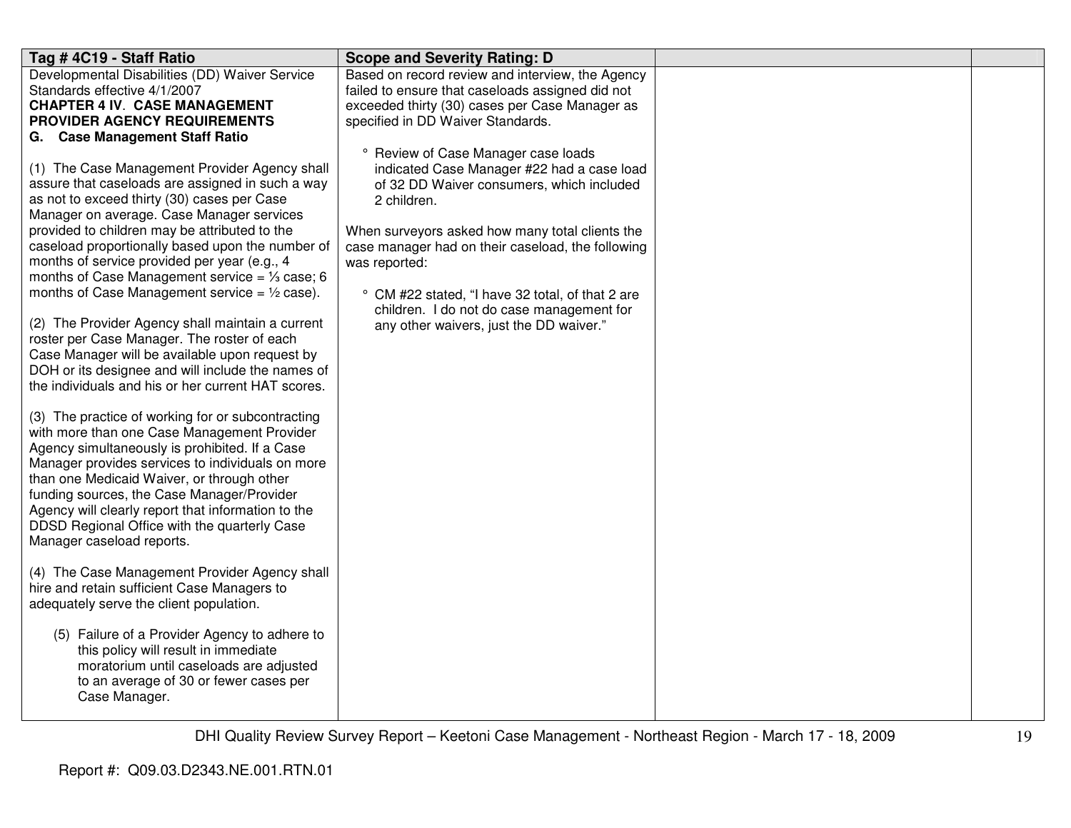| Tag # 4C19 - Staff Ratio | Scope and Severity Rating: D | | |
|---|---|---|---|
| Developmental Disabilities (DD) Waiver Service Standards effective 4/1/2007<br>**CHAPTER 4 IV. CASE MANAGEMENT PROVIDER AGENCY REQUIREMENTS**<br>**G. Case Management Staff Ratio**<br><br>(1) The Case Management Provider Agency shall assure that caseloads are assigned in such a way as not to exceed thirty (30) cases per Case Manager on average. Case Manager services provided to children may be attributed to the caseload proportionally based upon the number of months of service provided per year (e.g., 4 months of Case Management service = ⅓ case; 6 months of Case Management service = ½ case).<br><br>(2) The Provider Agency shall maintain a current roster per Case Manager. The roster of each Case Manager will be available upon request by DOH or its designee and will include the names of the individuals and his or her current HAT scores.<br><br>(3) The practice of working for or subcontracting with more than one Case Management Provider Agency simultaneously is prohibited. If a Case Manager provides services to individuals on more than one Medicaid Waiver, or through other funding sources, the Case Manager/Provider Agency will clearly report that information to the DDSD Regional Office with the quarterly Case Manager caseload reports.<br><br>(4) The Case Management Provider Agency shall hire and retain sufficient Case Managers to adequately serve the client population.<br><br>(5) Failure of a Provider Agency to adhere to this policy will result in immediate moratorium until caseloads are adjusted to an average of 30 or fewer cases per Case Manager. | Based on record review and interview, the Agency failed to ensure that caseloads assigned did not exceeded thirty (30) cases per Case Manager as specified in DD Waiver Standards.<br><br>° Review of Case Manager case loads indicated Case Manager #22 had a case load of 32 DD Waiver consumers, which included 2 children.<br><br>When surveyors asked how many total clients the case manager had on their caseload, the following was reported:<br><br>° CM #22 stated, "I have 32 total, of that 2 are children. I do not do case management for any other waivers, just the DD waiver." | | |

DHI Quality Review Survey Report – Keetoni Case Management - Northeast Region - March 17 - 18, 2009

Report #: Q09.03.D2343.NE.001.RTN.01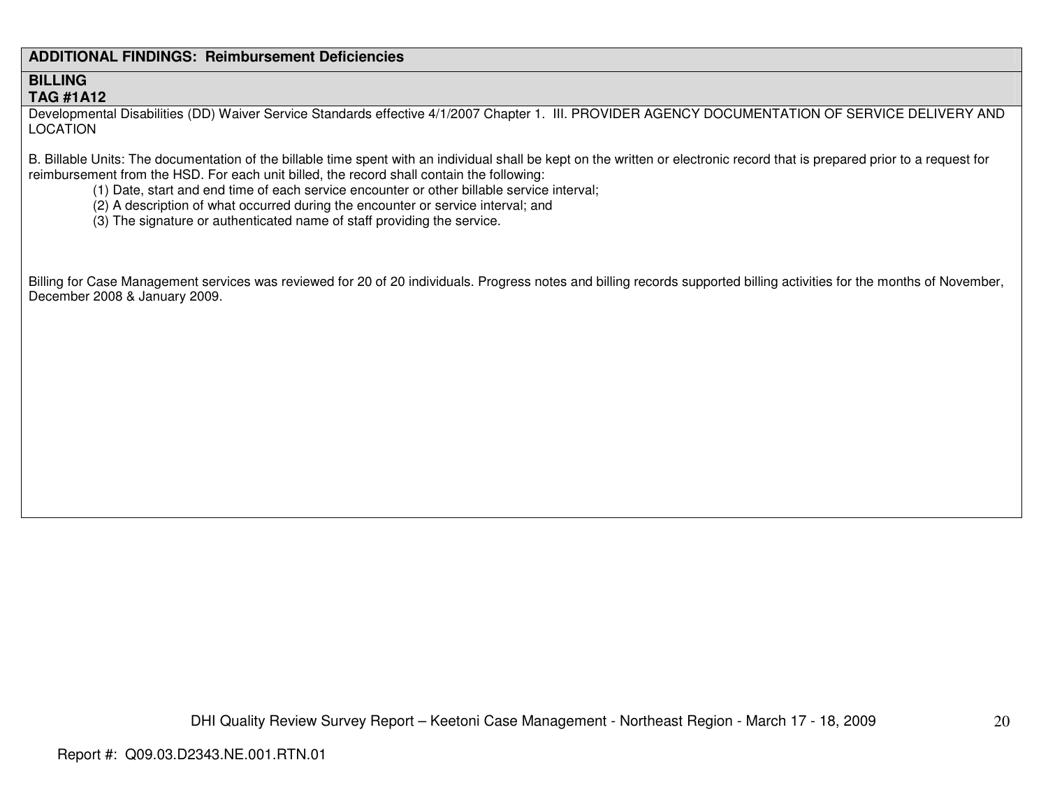**ADDITIONAL FINDINGS: Reimbursement Deficiencies**

**BILLING**
**TAG #1A12**

Developmental Disabilities (DD) Waiver Service Standards effective 4/1/2007 Chapter 1. III. PROVIDER AGENCY DOCUMENTATION OF SERVICE DELIVERY AND LOCATION

B. Billable Units: The documentation of the billable time spent with an individual shall be kept on the written or electronic record that is prepared prior to a request for reimbursement from the HSD. For each unit billed, the record shall contain the following:

(1) Date, start and end time of each service encounter or other billable service interval;
(2) A description of what occurred during the encounter or service interval; and
(3) The signature or authenticated name of staff providing the service.

Billing for Case Management services was reviewed for 20 of 20 individuals. Progress notes and billing records supported billing activities for the months of November, December 2008 & January 2009.